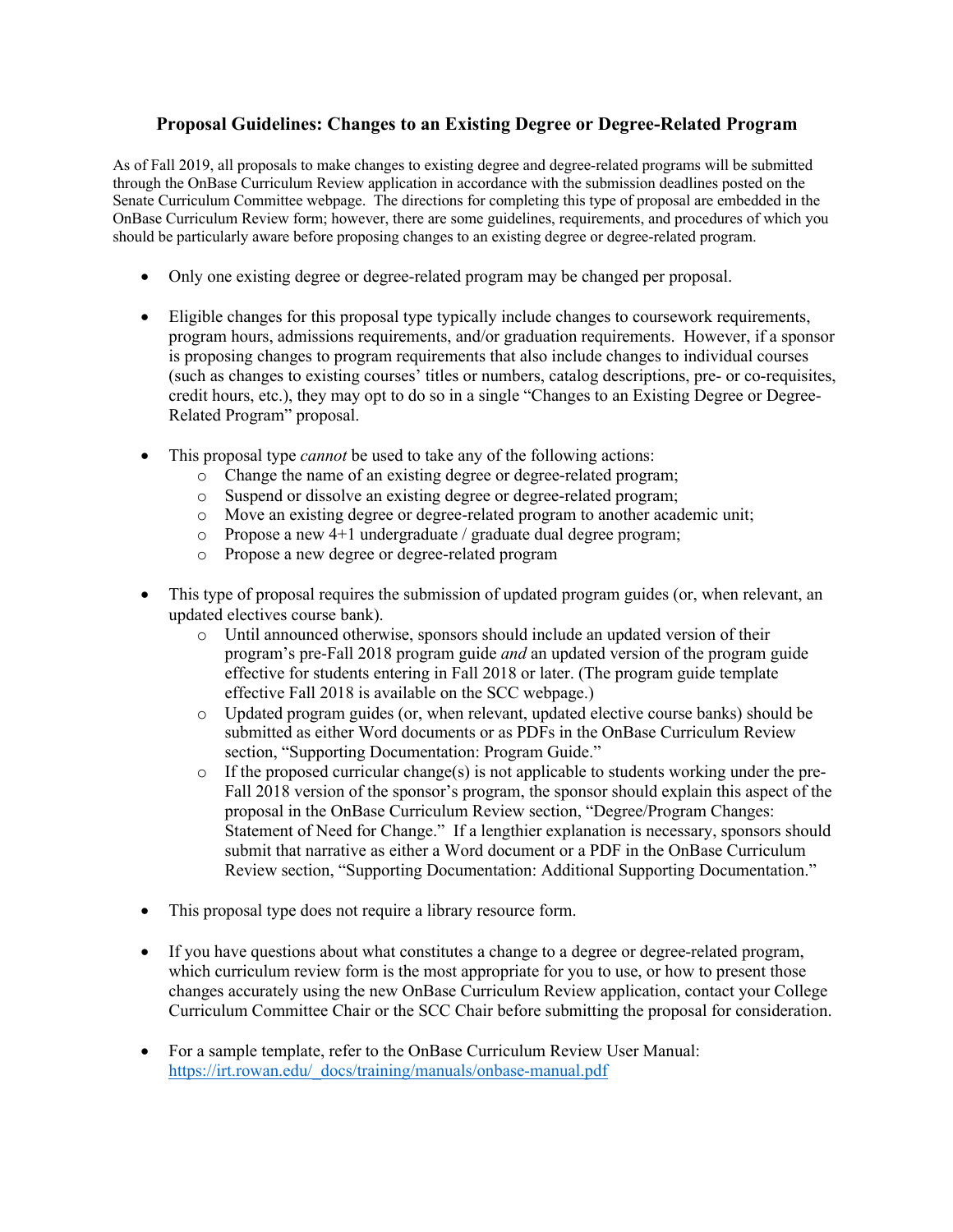# Proposal Guidelines: Changes to an Existing Degree or Degree-Related Program

As of Fall 2019, all proposals to make changes to existing degree and degree-related programs will be submitted through the OnBase Curriculum Review application in accordance with the submission deadlines posted on the Senate Curriculum Committee webpage. The directions for completing this type of proposal are embedded in the OnBase Curriculum Review form; however, there are some guidelines, requirements, and procedures of which you should be particularly aware before proposing changes to an existing degree or degree-related program.

- Only one existing degree or degree-related program may be changed per proposal.

- Eligible changes for this proposal type typically include changes to coursework requirements, program hours, admissions requirements, and/or graduation requirements. However, if a sponsor is proposing changes to program requirements that also include changes to individual courses (such as changes to existing courses' titles or numbers, catalog descriptions, pre- or co-requisites, credit hours, etc.), they may opt to do so in a single "Changes to an Existing Degree or Degree-Related Program" proposal.

- This proposal type *cannot* be used to take any of the following actions:
  - Change the name of an existing degree or degree-related program;
  - Suspend or dissolve an existing degree or degree-related program;
  - Move an existing degree or degree-related program to another academic unit;
  - Propose a new 4+1 undergraduate / graduate dual degree program;
  - Propose a new degree or degree-related program

- This type of proposal requires the submission of updated program guides (or, when relevant, an updated electives course bank).
  - Until announced otherwise, sponsors should include an updated version of their program's pre-Fall 2018 program guide *and* an updated version of the program guide effective for students entering in Fall 2018 or later. (The program guide template effective Fall 2018 is available on the SCC webpage.)
  - Updated program guides (or, when relevant, updated elective course banks) should be submitted as either Word documents or as PDFs in the OnBase Curriculum Review section, "Supporting Documentation: Program Guide."
  - If the proposed curricular change(s) is not applicable to students working under the pre-Fall 2018 version of the sponsor's program, the sponsor should explain this aspect of the proposal in the OnBase Curriculum Review section, "Degree/Program Changes: Statement of Need for Change." If a lengthier explanation is necessary, sponsors should submit that narrative as either a Word document or a PDF in the OnBase Curriculum Review section, "Supporting Documentation: Additional Supporting Documentation."

- This proposal type does not require a library resource form.

- If you have questions about what constitutes a change to a degree or degree-related program, which curriculum review form is the most appropriate for you to use, or how to present those changes accurately using the new OnBase Curriculum Review application, contact your College Curriculum Committee Chair or the SCC Chair before submitting the proposal for consideration.

- For a sample template, refer to the OnBase Curriculum Review User Manual: [https://irt.rowan.edu/_docs/training/manuals/onbase-manual.pdf](https://irt.rowan.edu/_docs/training/manuals/onbase-manual.pdf)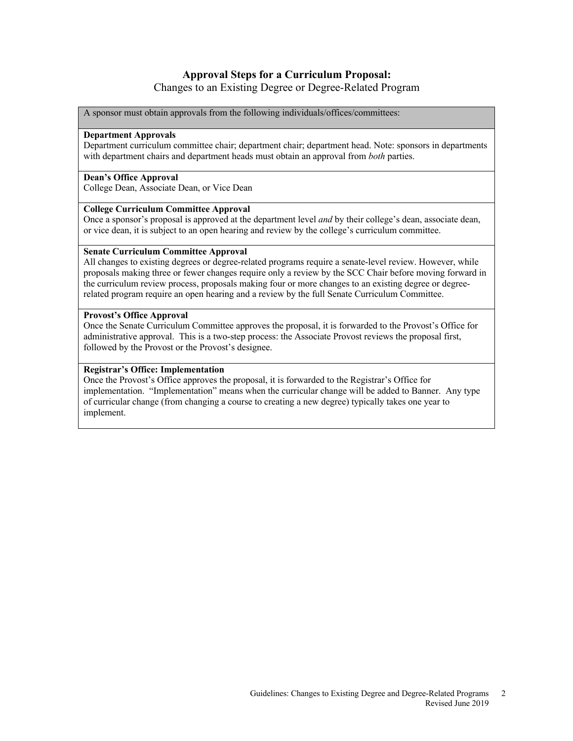# Approval Steps for a Curriculum Proposal:

## Changes to an Existing Degree or Degree-Related Program

A sponsor must obtain approvals from the following individuals/offices/committees:

**Department Approvals**
Department curriculum committee chair; department chair; department head. Note: sponsors in departments with department chairs and department heads must obtain an approval from *both* parties.

**Dean's Office Approval**
College Dean, Associate Dean, or Vice Dean

**College Curriculum Committee Approval**
Once a sponsor's proposal is approved at the department level *and* by their college's dean, associate dean, or vice dean, it is subject to an open hearing and review by the college's curriculum committee.

**Senate Curriculum Committee Approval**
All changes to existing degrees or degree-related programs require a senate-level review. However, while proposals making three or fewer changes require only a review by the SCC Chair before moving forward in the curriculum review process, proposals making four or more changes to an existing degree or degree-related program require an open hearing and a review by the full Senate Curriculum Committee.

**Provost's Office Approval**
Once the Senate Curriculum Committee approves the proposal, it is forwarded to the Provost's Office for administrative approval. This is a two-step process: the Associate Provost reviews the proposal first, followed by the Provost or the Provost's designee.

**Registrar's Office: Implementation**
Once the Provost's Office approves the proposal, it is forwarded to the Registrar's Office for implementation. "Implementation" means when the curricular change will be added to Banner. Any type of curricular change (from changing a course to creating a new degree) typically takes one year to implement.